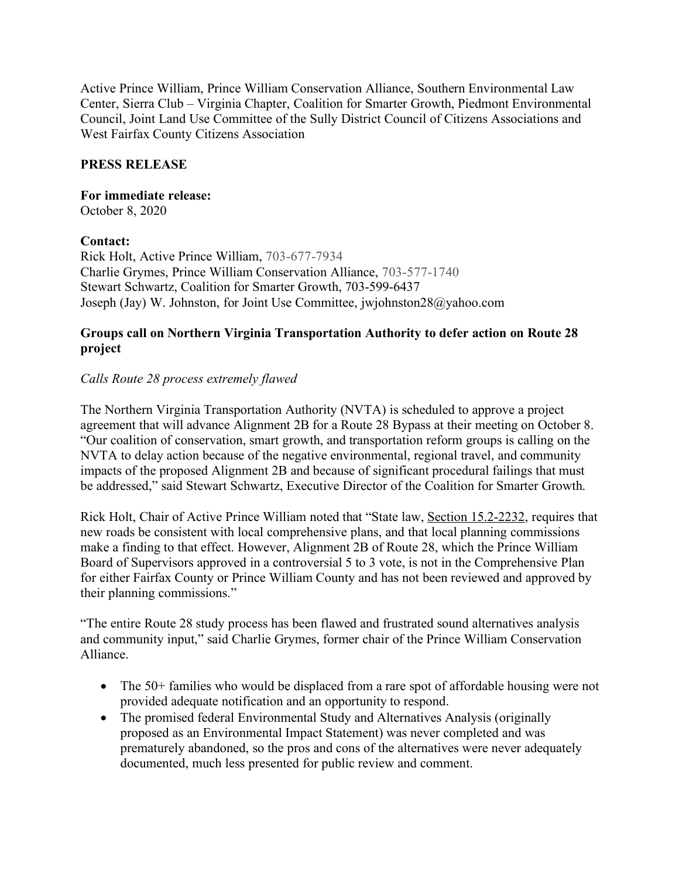Active Prince William, Prince William Conservation Alliance, Southern Environmental Law Center, Sierra Club – Virginia Chapter, Coalition for Smarter Growth, Piedmont Environmental Council, Joint Land Use Committee of the Sully District Council of Citizens Associations and West Fairfax County Citizens Association

**PRESS RELEASE**

**For immediate release:**
October 8, 2020

**Contact:**
Rick Holt, Active Prince William, 703-677-7934
Charlie Grymes, Prince William Conservation Alliance, 703-577-1740
Stewart Schwartz, Coalition for Smarter Growth, 703-599-6437
Joseph (Jay) W. Johnston, for Joint Use Committee, jwjohnston28@yahoo.com

**Groups call on Northern Virginia Transportation Authority to defer action on Route 28 project**

*Calls Route 28 process extremely flawed*

The Northern Virginia Transportation Authority (NVTA) is scheduled to approve a project agreement that will advance Alignment 2B for a Route 28 Bypass at their meeting on October 8. "Our coalition of conservation, smart growth, and transportation reform groups is calling on the NVTA to delay action because of the negative environmental, regional travel, and community impacts of the proposed Alignment 2B and because of significant procedural failings that must be addressed," said Stewart Schwartz, Executive Director of the Coalition for Smarter Growth.

Rick Holt, Chair of Active Prince William noted that "State law, Section 15.2-2232, requires that new roads be consistent with local comprehensive plans, and that local planning commissions make a finding to that effect. However, Alignment 2B of Route 28, which the Prince William Board of Supervisors approved in a controversial 5 to 3 vote, is not in the Comprehensive Plan for either Fairfax County or Prince William County and has not been reviewed and approved by their planning commissions."

"The entire Route 28 study process has been flawed and frustrated sound alternatives analysis and community input," said Charlie Grymes, former chair of the Prince William Conservation Alliance.

- The 50+ families who would be displaced from a rare spot of affordable housing were not provided adequate notification and an opportunity to respond.
- The promised federal Environmental Study and Alternatives Analysis (originally proposed as an Environmental Impact Statement) was never completed and was prematurely abandoned, so the pros and cons of the alternatives were never adequately documented, much less presented for public review and comment.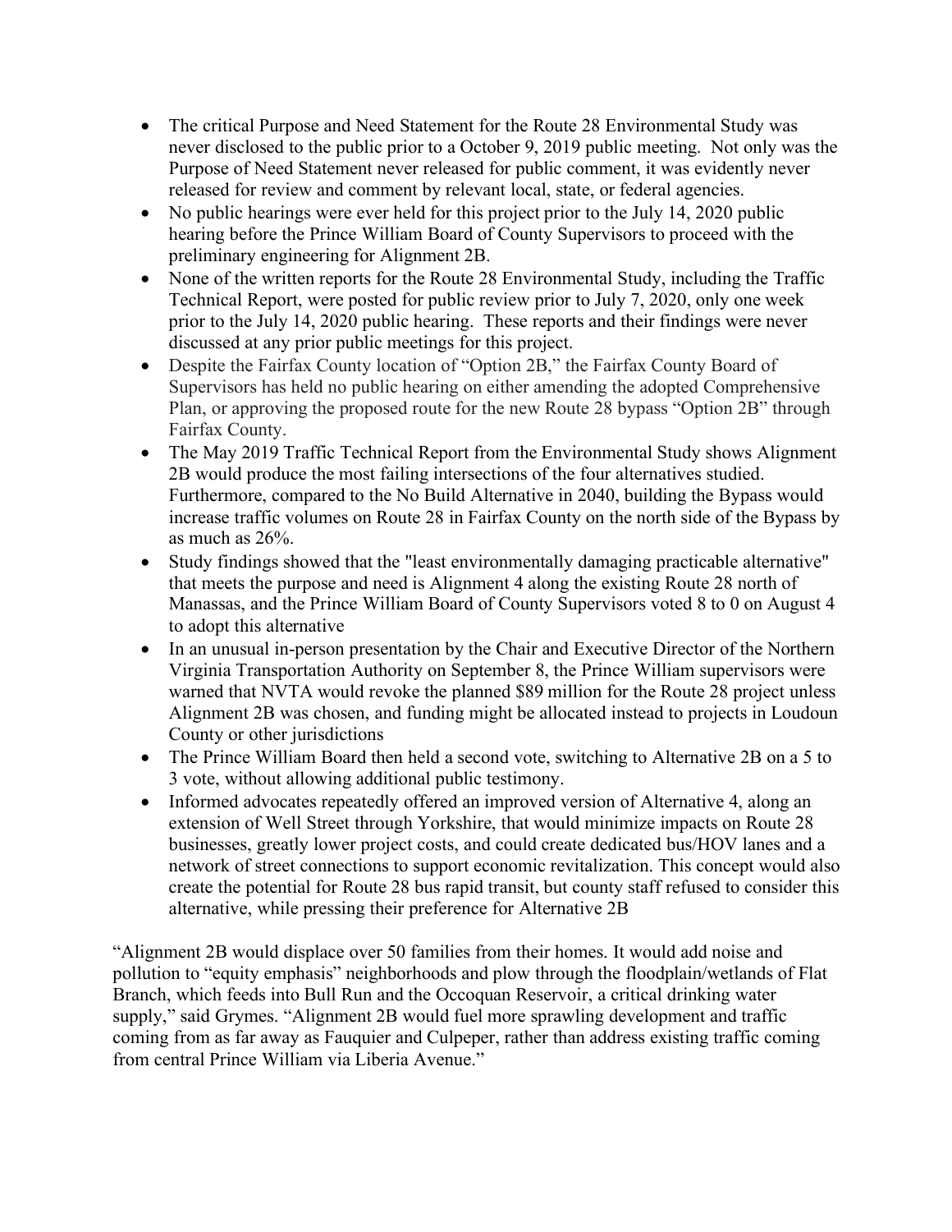- The critical Purpose and Need Statement for the Route 28 Environmental Study was never disclosed to the public prior to a October 9, 2019 public meeting. Not only was the Purpose of Need Statement never released for public comment, it was evidently never released for review and comment by relevant local, state, or federal agencies.
- No public hearings were ever held for this project prior to the July 14, 2020 public hearing before the Prince William Board of County Supervisors to proceed with the preliminary engineering for Alignment 2B.
- None of the written reports for the Route 28 Environmental Study, including the Traffic Technical Report, were posted for public review prior to July 7, 2020, only one week prior to the July 14, 2020 public hearing. These reports and their findings were never discussed at any prior public meetings for this project.
- Despite the Fairfax County location of "Option 2B," the Fairfax County Board of Supervisors has held no public hearing on either amending the adopted Comprehensive Plan, or approving the proposed route for the new Route 28 bypass "Option 2B" through Fairfax County.
- The May 2019 Traffic Technical Report from the Environmental Study shows Alignment 2B would produce the most failing intersections of the four alternatives studied. Furthermore, compared to the No Build Alternative in 2040, building the Bypass would increase traffic volumes on Route 28 in Fairfax County on the north side of the Bypass by as much as 26%.
- Study findings showed that the "least environmentally damaging practicable alternative" that meets the purpose and need is Alignment 4 along the existing Route 28 north of Manassas, and the Prince William Board of County Supervisors voted 8 to 0 on August 4 to adopt this alternative
- In an unusual in-person presentation by the Chair and Executive Director of the Northern Virginia Transportation Authority on September 8, the Prince William supervisors were warned that NVTA would revoke the planned $89 million for the Route 28 project unless Alignment 2B was chosen, and funding might be allocated instead to projects in Loudoun County or other jurisdictions
- The Prince William Board then held a second vote, switching to Alternative 2B on a 5 to 3 vote, without allowing additional public testimony.
- Informed advocates repeatedly offered an improved version of Alternative 4, along an extension of Well Street through Yorkshire, that would minimize impacts on Route 28 businesses, greatly lower project costs, and could create dedicated bus/HOV lanes and a network of street connections to support economic revitalization. This concept would also create the potential for Route 28 bus rapid transit, but county staff refused to consider this alternative, while pressing their preference for Alternative 2B

"Alignment 2B would displace over 50 families from their homes. It would add noise and pollution to "equity emphasis" neighborhoods and plow through the floodplain/wetlands of Flat Branch, which feeds into Bull Run and the Occoquan Reservoir, a critical drinking water supply," said Grymes. "Alignment 2B would fuel more sprawling development and traffic coming from as far away as Fauquier and Culpeper, rather than address existing traffic coming from central Prince William via Liberia Avenue."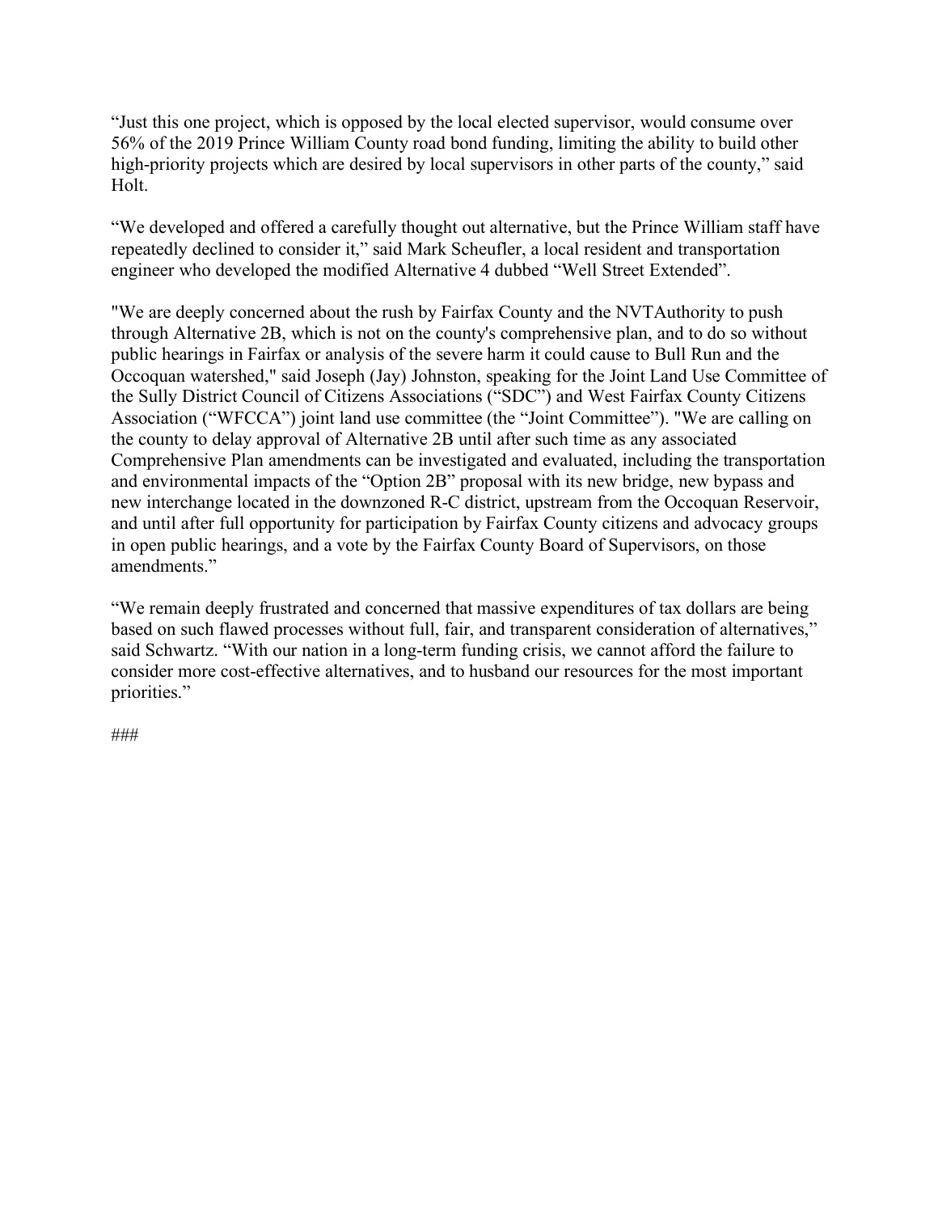“Just this one project, which is opposed by the local elected supervisor, would consume over 56% of the 2019 Prince William County road bond funding, limiting the ability to build other high-priority projects which are desired by local supervisors in other parts of the county,” said Holt.

“We developed and offered a carefully thought out alternative, but the Prince William staff have repeatedly declined to consider it,” said Mark Scheufler, a local resident and transportation engineer who developed the modified Alternative 4 dubbed “Well Street Extended”.

"We are deeply concerned about the rush by Fairfax County and the NVTAuthority to push through Alternative 2B, which is not on the county's comprehensive plan, and to do so without public hearings in Fairfax or analysis of the severe harm it could cause to Bull Run and the Occoquan watershed," said Joseph (Jay) Johnston, speaking for the Joint Land Use Committee of the Sully District Council of Citizens Associations (“SDC”) and West Fairfax County Citizens Association (“WFCCA”) joint land use committee (the “Joint Committee”). "We are calling on the county to delay approval of Alternative 2B until after such time as any associated Comprehensive Plan amendments can be investigated and evaluated, including the transportation and environmental impacts of the “Option 2B” proposal with its new bridge, new bypass and new interchange located in the downzoned R-C district, upstream from the Occoquan Reservoir, and until after full opportunity for participation by Fairfax County citizens and advocacy groups in open public hearings, and a vote by the Fairfax County Board of Supervisors, on those amendments.”

“We remain deeply frustrated and concerned that massive expenditures of tax dollars are being based on such flawed processes without full, fair, and transparent consideration of alternatives,” said Schwartz. “With our nation in a long-term funding crisis, we cannot afford the failure to consider more cost-effective alternatives, and to husband our resources for the most important priorities.”

###